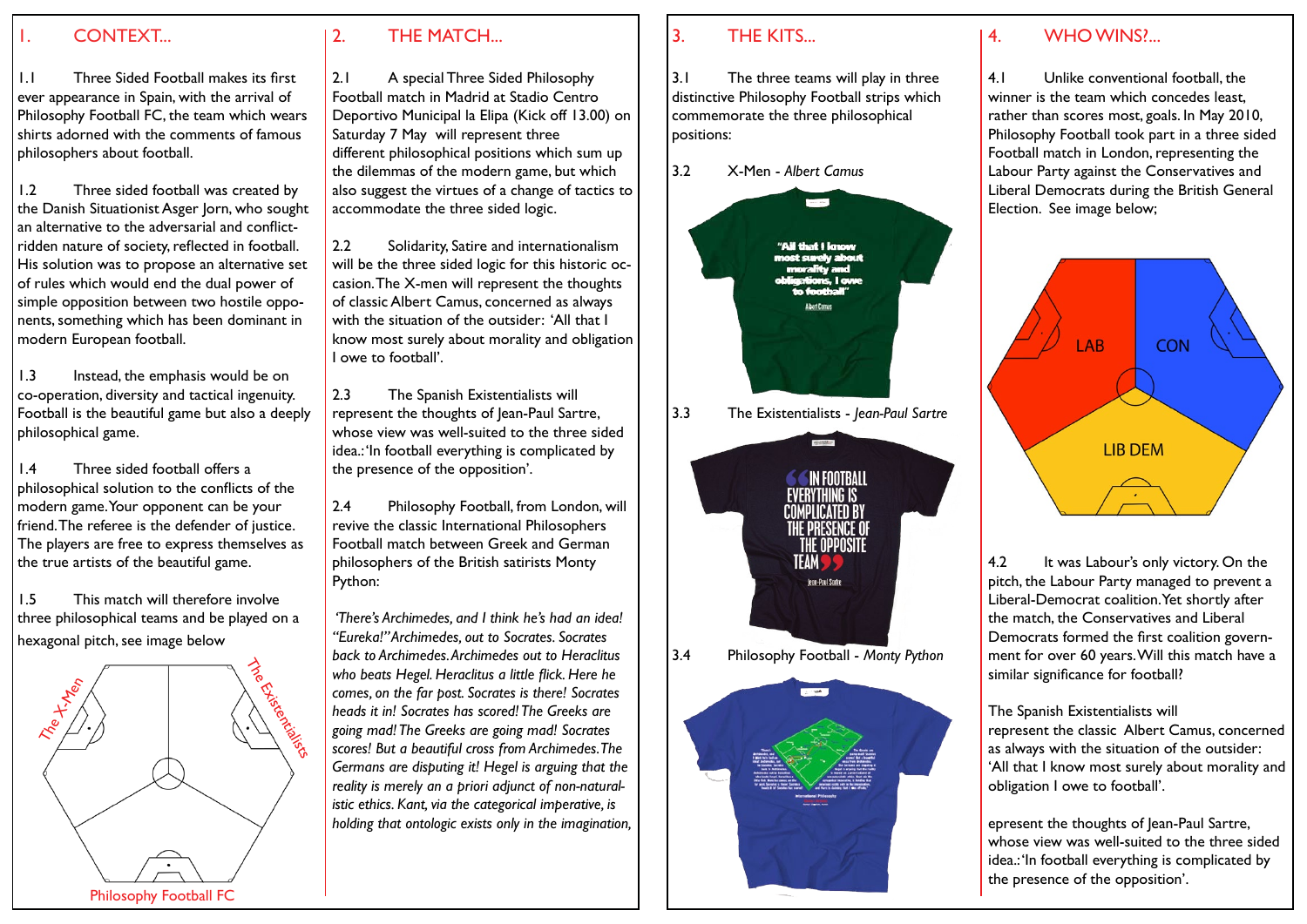## 1. CONTEXT...

1.1 Three Sided Football makes its first ever appearance in Spain, with the arrival of Philosophy Football FC, the team which wears shirts adorned with the comments of famous philosophers about football.

1.2 Three sided football was created by the Danish Situationist Asger Jorn, who sought an alternative to the adversarial and conflict-ridden nature of society, reflected in football. His solution was to propose an alternative set of rules which would end the dual power of simple opposition between two hostile opponents, something which has been dominant in modern European football.

1.3 Instead, the emphasis would be on co-operation, diversity and tactical ingenuity. Football is the beautiful game but also a deeply philosophical game.

1.4 Three sided football offers a philosophical solution to the conflicts of the modern game. Your opponent can be your friend. The referee is the defender of justice. The players are free to express themselves as the true artists of the beautiful game.

1.5 This match will therefore involve three philosophical teams and be played on a hexagonal pitch, see image below

The X-Men

The Existentialists

Philosophy Football FC

## 2. THE MATCH...

2.1 A special Three Sided Philosophy Football match in Madrid at Stadio Centro Deportivo Municipal la Elipa (Kick off 13.00) on Saturday 7 May will represent three different philosophical positions which sum up the dilemmas of the modern game, but which also suggest the virtues of a change of tactics to accommodate the three sided logic.

2.2 Solidarity, Satire and internationalism will be the three sided logic for this historic occasion. The X-men will represent the thoughts of classic Albert Camus, concerned as always with the situation of the outsider: 'All that I know most surely about morality and obligation I owe to football'.

2.3 The Spanish Existentialists will represent the thoughts of Jean-Paul Sartre, whose view was well-suited to the three sided idea.: 'In football everything is complicated by the presence of the opposition'.

2.4 Philosophy Football, from London, will revive the classic International Philosophers Football match between Greek and German philosophers of the British satirists Monty Python:

*'There's Archimedes, and I think he's had an idea! "Eureka!" Archimedes, out to Socrates. Socrates back to Archimedes. Archimedes out to Heraclitus who beats Hegel. Heraclitus a little flick. Here he comes, on the far post. Socrates is there! Socrates heads it in! Socrates has scored! The Greeks are going mad! The Greeks are going mad! Socrates scores! But a beautiful cross from Archimedes. The Germans are disputing it! Hegel is arguing that the reality is merely an a priori adjunct of non-naturalistic ethics. Kant, via the categorical imperative, is holding that ontologic exists only in the imagination,*

## 3. THE KITS...

3.1 The three teams will play in three distinctive Philosophy Football strips which commemorate the three philosophical positions:

3.2 X-Men - *Albert Camus*

"All that I know most surely about morality and obligations, I owe to football"
Albert Camus

3.3 The Existentialists - *Jean-Paul Sartre*

"In football everything is complicated by the presence of the opposite team"
Jean-Paul Sartre

3.4 Philosophy Football - *Monty Python*

## 4. WHO WINS?...

4.1 Unlike conventional football, the winner is the team which concedes least, rather than scores most, goals. In May 2010, Philosophy Football took part in a three sided Football match in London, representing the Labour Party against the Conservatives and Liberal Democrats during the British General Election. See image below;

LAB

CON

LIB DEM

4.2 It was Labour's only victory. On the pitch, the Labour Party managed to prevent a Liberal-Democrat coalition. Yet shortly after the match, the Conservatives and Liberal Democrats formed the first coalition government for over 60 years. Will this match have a similar significance for football?

The Spanish Existentialists will represent the classic Albert Camus, concerned as always with the situation of the outsider: 'All that I know most surely about morality and obligation I owe to football'.

epresent the thoughts of Jean-Paul Sartre, whose view was well-suited to the three sided idea.: 'In football everything is complicated by the presence of the opposition'.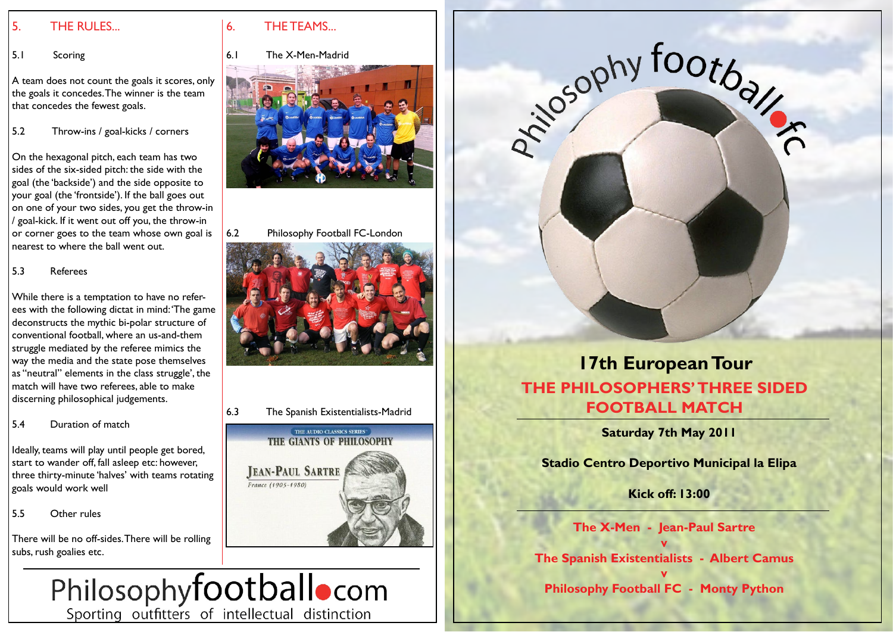## 5. THE RULES...

### 5.1 Scoring

A team does not count the goals it scores, only the goals it concedes. The winner is the team that concedes the fewest goals.

### 5.2 Throw-ins / goal-kicks / corners

On the hexagonal pitch, each team has two sides of the six-sided pitch: the side with the goal (the 'backside') and the side opposite to your goal (the 'frontside'). If the ball goes out on one of your two sides, you get the throw-in / goal-kick. If it went out off you, the throw-in or corner goes to the team whose own goal is nearest to where the ball went out.

### 5.3 Referees

While there is a temptation to have no referees with the following dictat in mind: 'The game deconstructs the mythic bi-polar structure of conventional football, where an us-and-them struggle mediated by the referee mimics the way the media and the state pose themselves as "neutral" elements in the class struggle', the match will have two referees, able to make discerning philosophical judgements.

### 5.4 Duration of match

Ideally, teams will play until people get bored, start to wander off, fall asleep etc: however, three thirty-minute 'halves' with teams rotating goals would work well

### 5.5 Other rules

There will be no off-sides. There will be rolling subs, rush goalies etc.

## 6. THE TEAMS...

### 6.1 The X-Men-Madrid

### 6.2 Philosophy Football FC-London

### 6.3 The Spanish Existentialists-Madrid

THE AUDIO CLASSICS SERIES
THE GIANTS OF PHILOSOPHY
JEAN-PAUL SARTRE
France (1905-1980)

Philosophyfootball.com
Sporting outfitters of intellectual distinction

Philosophy football fc

# 17th European Tour

## THE PHILOSOPHERS' THREE SIDED FOOTBALL MATCH

**Saturday 7th May 2011**

**Stadio Centro Deportivo Municipal la Elipa**

**Kick off: 13:00**

**The X-Men - Jean-Paul Sartre**
**v**
**The Spanish Existentialists - Albert Camus**
**v**
**Philosophy Football FC - Monty Python**